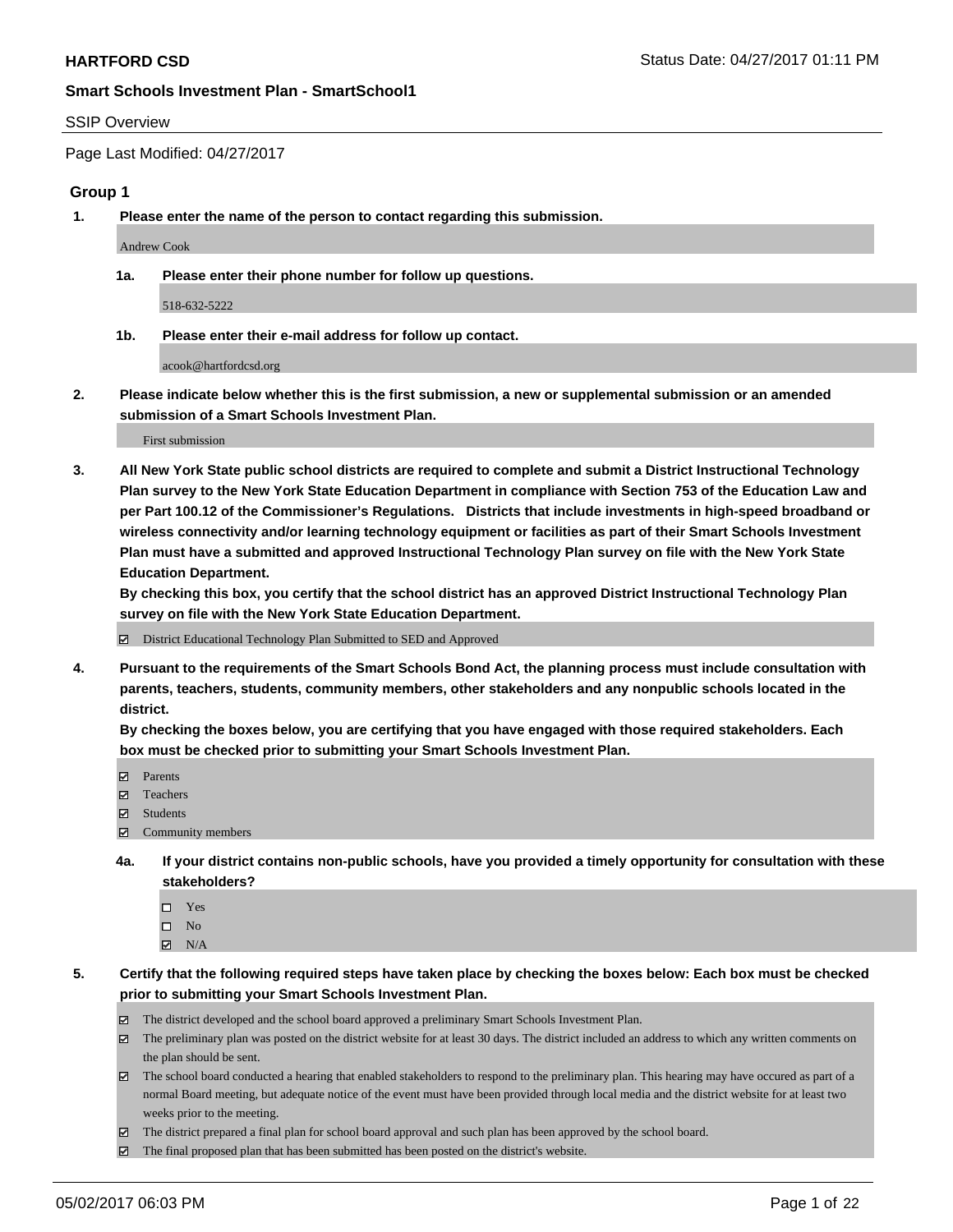**HARTFORD CSD** Status Date: 04/27/2017 01:11 PM

**Smart Schools Investment Plan - SmartSchool1**

SSIP Overview

Page Last Modified: 04/27/2017

### Group 1

1. **Please enter the name of the person to contact regarding this submission.**

   Andrew Cook

   1a. **Please enter their phone number for follow up questions.**

   518-632-5222

   1b. **Please enter their e-mail address for follow up contact.**

   acook@hartfordcsd.org

2. **Please indicate below whether this is the first submission, a new or supplemental submission or an amended submission of a Smart Schools Investment Plan.**

   First submission

3. **All New York State public school districts are required to complete and submit a District Instructional Technology Plan survey to the New York State Education Department in compliance with Section 753 of the Education Law and per Part 100.12 of the Commissioner's Regulations. Districts that include investments in high-speed broadband or wireless connectivity and/or learning technology equipment or facilities as part of their Smart Schools Investment Plan must have a submitted and approved Instructional Technology Plan survey on file with the New York State Education Department.**
   **By checking this box, you certify that the school district has an approved District Instructional Technology Plan survey on file with the New York State Education Department.**

   - [x] District Educational Technology Plan Submitted to SED and Approved

4. **Pursuant to the requirements of the Smart Schools Bond Act, the planning process must include consultation with parents, teachers, students, community members, other stakeholders and any nonpublic schools located in the district.**
   **By checking the boxes below, you are certifying that you have engaged with those required stakeholders. Each box must be checked prior to submitting your Smart Schools Investment Plan.**

   - [x] Parents
   - [x] Teachers
   - [x] Students
   - [x] Community members

   4a. **If your district contains non-public schools, have you provided a timely opportunity for consultation with these stakeholders?**

   - [ ] Yes
   - [ ] No
   - [x] N/A

5. **Certify that the following required steps have taken place by checking the boxes below: Each box must be checked prior to submitting your Smart Schools Investment Plan.**

   - [x] The district developed and the school board approved a preliminary Smart Schools Investment Plan.
   - [x] The preliminary plan was posted on the district website for at least 30 days. The district included an address to which any written comments on the plan should be sent.
   - [x] The school board conducted a hearing that enabled stakeholders to respond to the preliminary plan. This hearing may have occured as part of a normal Board meeting, but adequate notice of the event must have been provided through local media and the district website for at least two weeks prior to the meeting.
   - [x] The district prepared a final plan for school board approval and such plan has been approved by the school board.
   - [x] The final proposed plan that has been submitted has been posted on the district's website.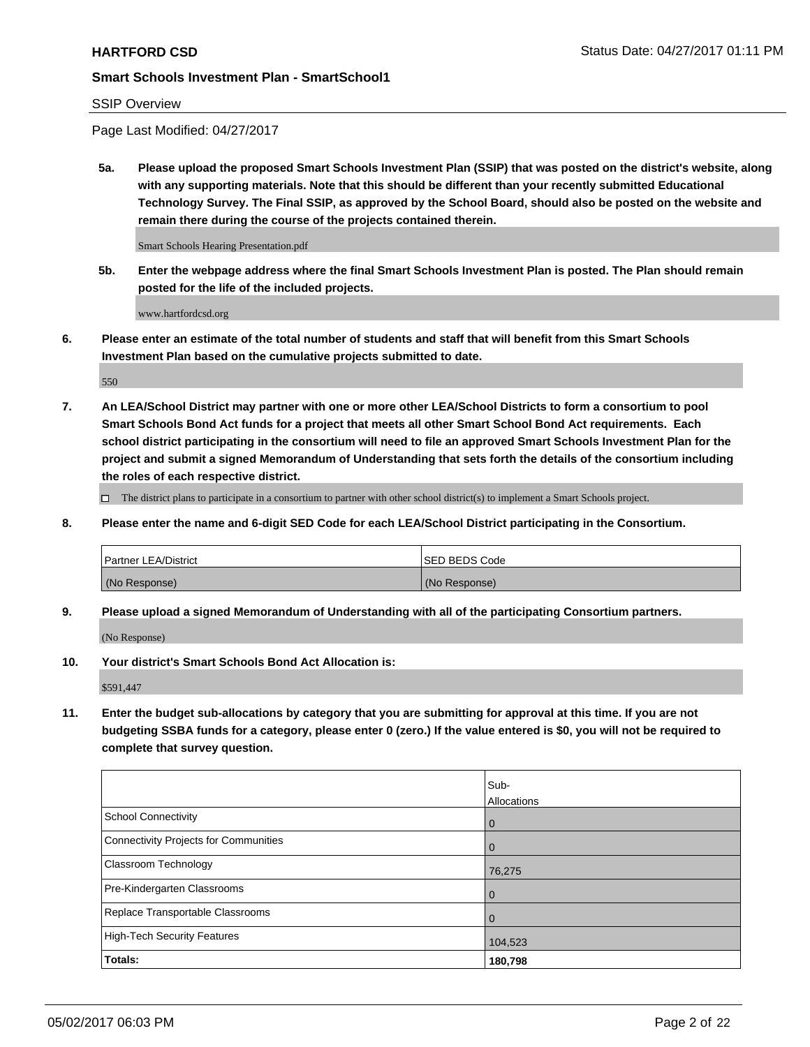## HARTFORD CSD

Status Date: 04/27/2017 01:11 PM

### Smart Schools Investment Plan - SmartSchool1

SSIP Overview

Page Last Modified: 04/27/2017

**5a. Please upload the proposed Smart Schools Investment Plan (SSIP) that was posted on the district's website, along with any supporting materials. Note that this should be different than your recently submitted Educational Technology Survey. The Final SSIP, as approved by the School Board, should also be posted on the website and remain there during the course of the projects contained therein.**

Smart Schools Hearing Presentation.pdf

**5b. Enter the webpage address where the final Smart Schools Investment Plan is posted. The Plan should remain posted for the life of the included projects.**

www.hartfordcsd.org

**6. Please enter an estimate of the total number of students and staff that will benefit from this Smart Schools Investment Plan based on the cumulative projects submitted to date.**

550

**7. An LEA/School District may partner with one or more other LEA/School Districts to form a consortium to pool Smart Schools Bond Act funds for a project that meets all other Smart School Bond Act requirements. Each school district participating in the consortium will need to file an approved Smart Schools Investment Plan for the project and submit a signed Memorandum of Understanding that sets forth the details of the consortium including the roles of each respective district.**

☐ The district plans to participate in a consortium to partner with other school district(s) to implement a Smart Schools project.

**8. Please enter the name and 6-digit SED Code for each LEA/School District participating in the Consortium.**

| Partner LEA/District | SED BEDS Code |
| --- | --- |
| (No Response) | (No Response) |

**9. Please upload a signed Memorandum of Understanding with all of the participating Consortium partners.**

(No Response)

**10. Your district's Smart Schools Bond Act Allocation is:**

$591,447

**11. Enter the budget sub-allocations by category that you are submitting for approval at this time. If you are not budgeting SSBA funds for a category, please enter 0 (zero.) If the value entered is $0, you will not be required to complete that survey question.**

| | Sub-Allocations |
| --- | --- |
| School Connectivity | 0 |
| Connectivity Projects for Communities | 0 |
| Classroom Technology | 76,275 |
| Pre-Kindergarten Classrooms | 0 |
| Replace Transportable Classrooms | 0 |
| High-Tech Security Features | 104,523 |
| **Totals:** | **180,798** |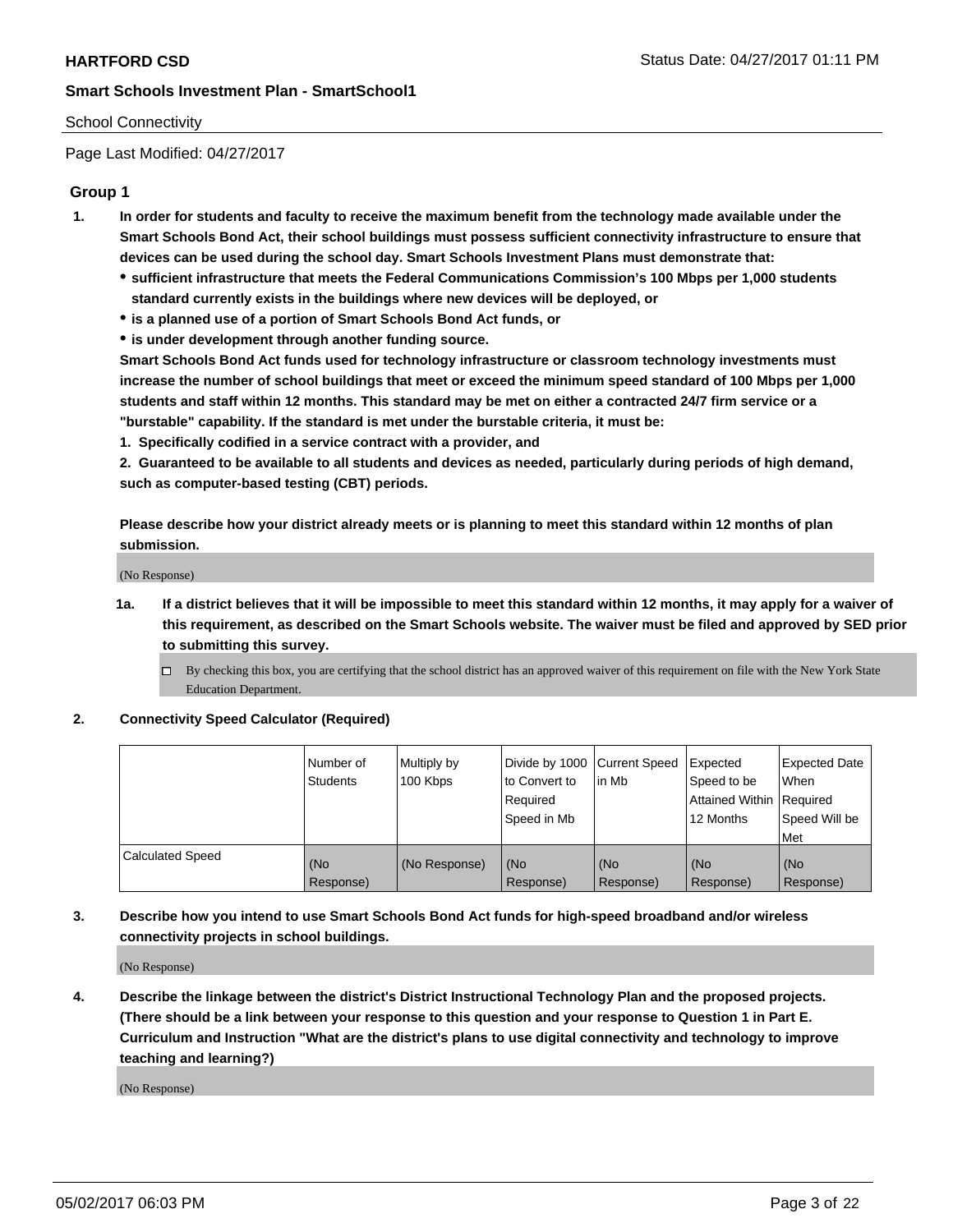**HARTFORD CSD**

**Smart Schools Investment Plan - SmartSchool1**

School Connectivity

Page Last Modified: 04/27/2017

## Group 1

1. **In order for students and faculty to receive the maximum benefit from the technology made available under the Smart Schools Bond Act, their school buildings must possess sufficient connectivity infrastructure to ensure that devices can be used during the school day. Smart Schools Investment Plans must demonstrate that:**
   - **sufficient infrastructure that meets the Federal Communications Commission's 100 Mbps per 1,000 students standard currently exists in the buildings where new devices will be deployed, or**
   - **is a planned use of a portion of Smart Schools Bond Act funds, or**
   - **is under development through another funding source.**

   **Smart Schools Bond Act funds used for technology infrastructure or classroom technology investments must increase the number of school buildings that meet or exceed the minimum speed standard of 100 Mbps per 1,000 students and staff within 12 months. This standard may be met on either a contracted 24/7 firm service or a "burstable" capability. If the standard is met under the burstable criteria, it must be:**

   **1. Specifically codified in a service contract with a provider, and**

   **2. Guaranteed to be available to all students and devices as needed, particularly during periods of high demand, such as computer-based testing (CBT) periods.**

   **Please describe how your district already meets or is planning to meet this standard within 12 months of plan submission.**

   (No Response)

   1a. **If a district believes that it will be impossible to meet this standard within 12 months, it may apply for a waiver of this requirement, as described on the Smart Schools website. The waiver must be filed and approved by SED prior to submitting this survey.**

   ☐ By checking this box, you are certifying that the school district has an approved waiver of this requirement on file with the New York State Education Department.

2. **Connectivity Speed Calculator (Required)**

| | Number of Students | Multiply by 100 Kbps | Divide by 1000 to Convert to Required Speed in Mb | Current Speed in Mb | Expected Speed to be Attained Within 12 Months | Expected Date When Required Speed Will be Met |
|---|---|---|---|---|---|---|
| Calculated Speed | (No Response) | (No Response) | (No Response) | (No Response) | (No Response) | (No Response) |

3. **Describe how you intend to use Smart Schools Bond Act funds for high-speed broadband and/or wireless connectivity projects in school buildings.**

   (No Response)

4. **Describe the linkage between the district's District Instructional Technology Plan and the proposed projects. (There should be a link between your response to this question and your response to Question 1 in Part E. Curriculum and Instruction "What are the district's plans to use digital connectivity and technology to improve teaching and learning?)**

   (No Response)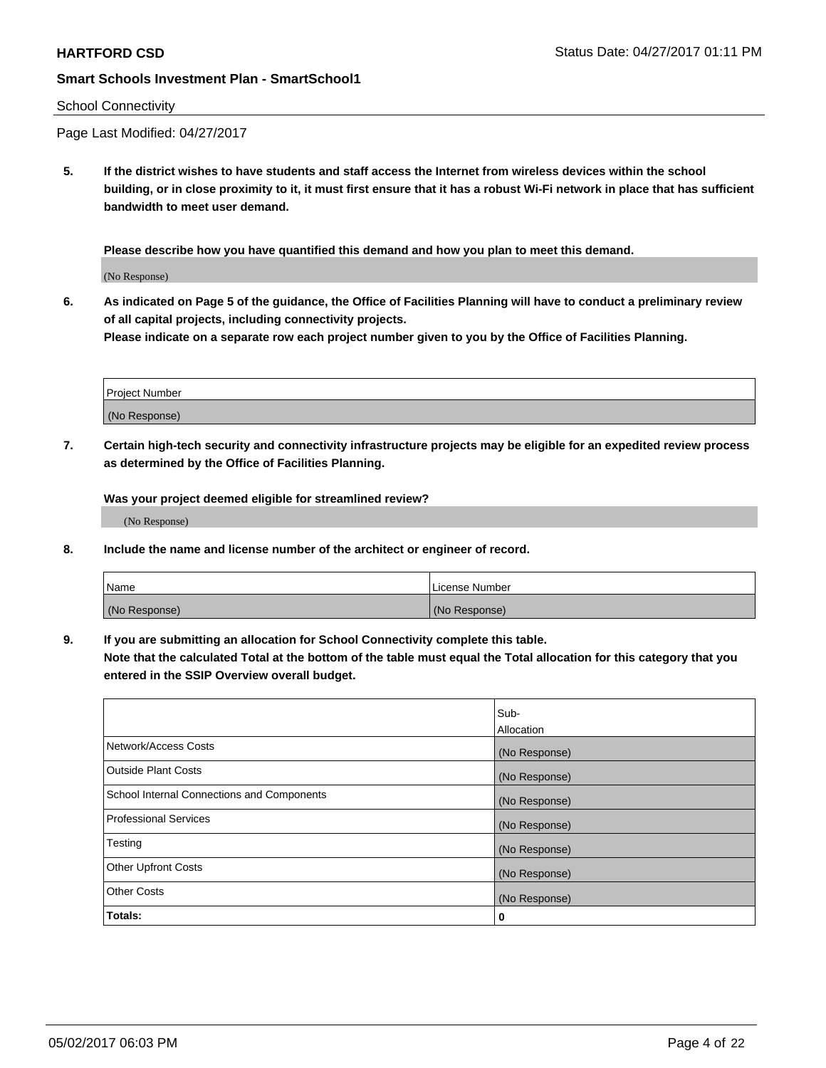School Connectivity

Page Last Modified: 04/27/2017

**5. If the district wishes to have students and staff access the Internet from wireless devices within the school building, or in close proximity to it, it must first ensure that it has a robust Wi-Fi network in place that has sufficient bandwidth to meet user demand.**

**Please describe how you have quantified this demand and how you plan to meet this demand.**

(No Response)

**6. As indicated on Page 5 of the guidance, the Office of Facilities Planning will have to conduct a preliminary review of all capital projects, including connectivity projects.**
**Please indicate on a separate row each project number given to you by the Office of Facilities Planning.**

| Project Number |
| --- |
| (No Response) |

**7. Certain high-tech security and connectivity infrastructure projects may be eligible for an expedited review process as determined by the Office of Facilities Planning.**

**Was your project deemed eligible for streamlined review?**

(No Response)

**8. Include the name and license number of the architect or engineer of record.**

| Name | License Number |
| --- | --- |
| (No Response) | (No Response) |

**9. If you are submitting an allocation for School Connectivity complete this table.**
**Note that the calculated Total at the bottom of the table must equal the Total allocation for this category that you entered in the SSIP Overview overall budget.**

| | Sub-Allocation |
| --- | --- |
| Network/Access Costs | (No Response) |
| Outside Plant Costs | (No Response) |
| School Internal Connections and Components | (No Response) |
| Professional Services | (No Response) |
| Testing | (No Response) |
| Other Upfront Costs | (No Response) |
| Other Costs | (No Response) |
| **Totals:** | **0** |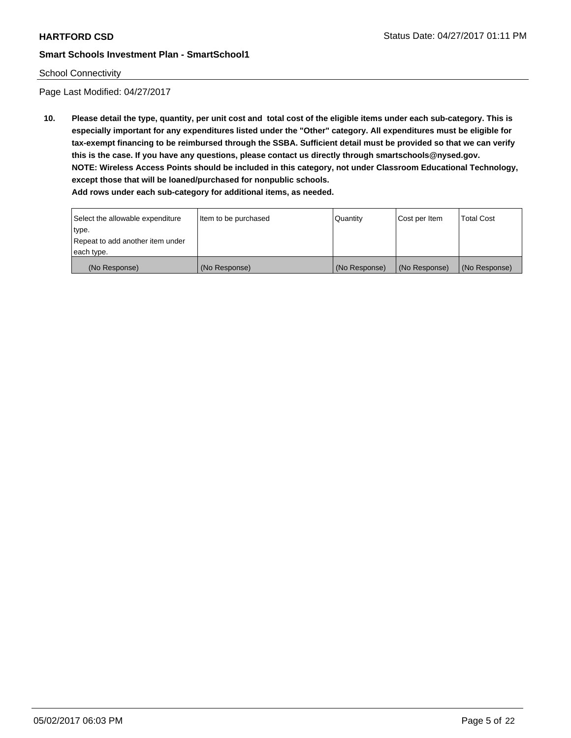School Connectivity

Page Last Modified: 04/27/2017

**10. Please detail the type, quantity, per unit cost and total cost of the eligible items under each sub-category. This is especially important for any expenditures listed under the "Other" category. All expenditures must be eligible for tax-exempt financing to be reimbursed through the SSBA. Sufficient detail must be provided so that we can verify this is the case. If you have any questions, please contact us directly through smartschools@nysed.gov.**
**NOTE: Wireless Access Points should be included in this category, not under Classroom Educational Technology, except those that will be loaned/purchased for nonpublic schools.**
**Add rows under each sub-category for additional items, as needed.**

| Select the allowable expenditure type. Repeat to add another item under each type. | Item to be purchased | Quantity | Cost per Item | Total Cost |
|---|---|---|---|---|
| (No Response) | (No Response) | (No Response) | (No Response) | (No Response) |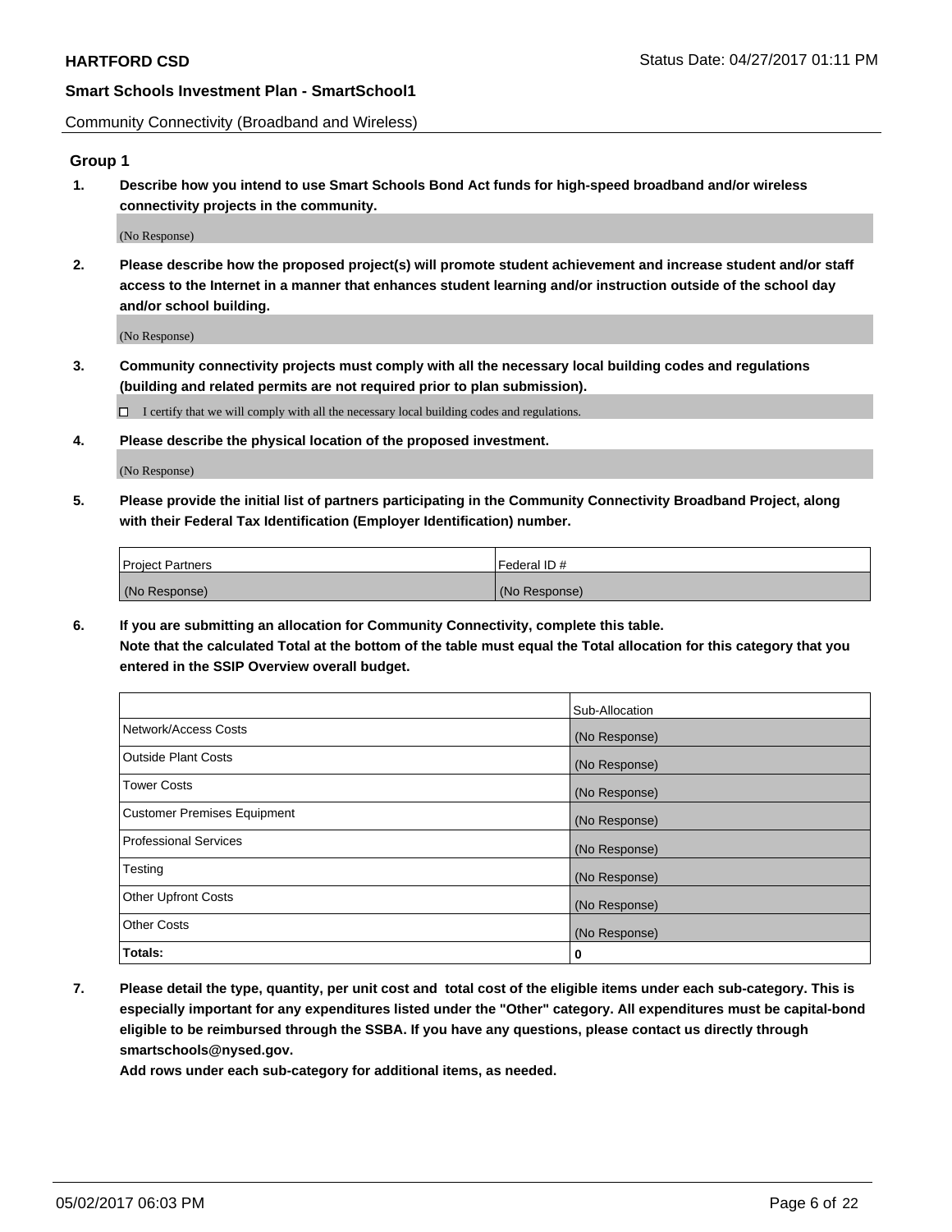Community Connectivity (Broadband and Wireless)

## Group 1

**1. Describe how you intend to use Smart Schools Bond Act funds for high-speed broadband and/or wireless connectivity projects in the community.**

(No Response)

**2. Please describe how the proposed project(s) will promote student achievement and increase student and/or staff access to the Internet in a manner that enhances student learning and/or instruction outside of the school day and/or school building.**

(No Response)

**3. Community connectivity projects must comply with all the necessary local building codes and regulations (building and related permits are not required prior to plan submission).**

☐ I certify that we will comply with all the necessary local building codes and regulations.

**4. Please describe the physical location of the proposed investment.**

(No Response)

**5. Please provide the initial list of partners participating in the Community Connectivity Broadband Project, along with their Federal Tax Identification (Employer Identification) number.**

| Project Partners | Federal ID # |
|---|---|
| (No Response) | (No Response) |

**6. If you are submitting an allocation for Community Connectivity, complete this table.**
**Note that the calculated Total at the bottom of the table must equal the Total allocation for this category that you entered in the SSIP Overview overall budget.**

| | Sub-Allocation |
|---|---|
| Network/Access Costs | (No Response) |
| Outside Plant Costs | (No Response) |
| Tower Costs | (No Response) |
| Customer Premises Equipment | (No Response) |
| Professional Services | (No Response) |
| Testing | (No Response) |
| Other Upfront Costs | (No Response) |
| Other Costs | (No Response) |
| **Totals:** | **0** |

**7. Please detail the type, quantity, per unit cost and total cost of the eligible items under each sub-category. This is especially important for any expenditures listed under the "Other" category. All expenditures must be capital-bond eligible to be reimbursed through the SSBA. If you have any questions, please contact us directly through smartschools@nysed.gov.**

**Add rows under each sub-category for additional items, as needed.**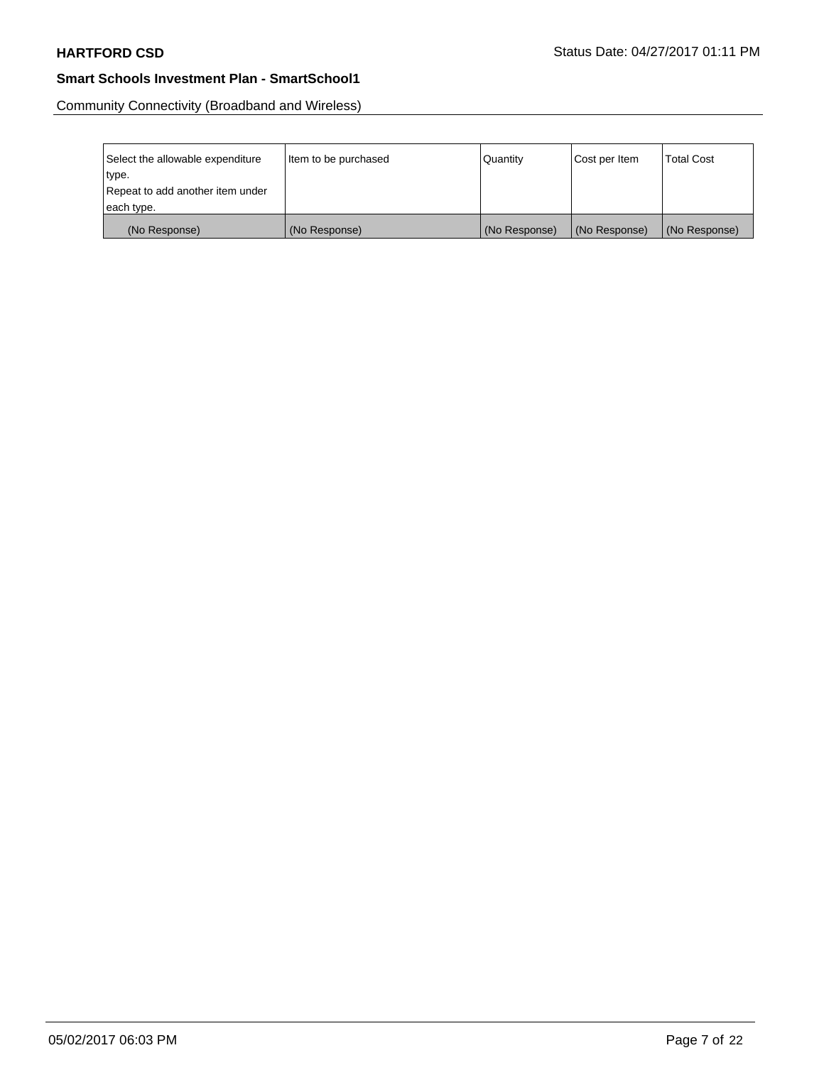Community Connectivity (Broadband and Wireless)

| Select the allowable expenditure type.<br>Repeat to add another item under each type. | Item to be purchased | Quantity | Cost per Item | Total Cost |
|---|---|---|---|---|
| (No Response) | (No Response) | (No Response) | (No Response) | (No Response) |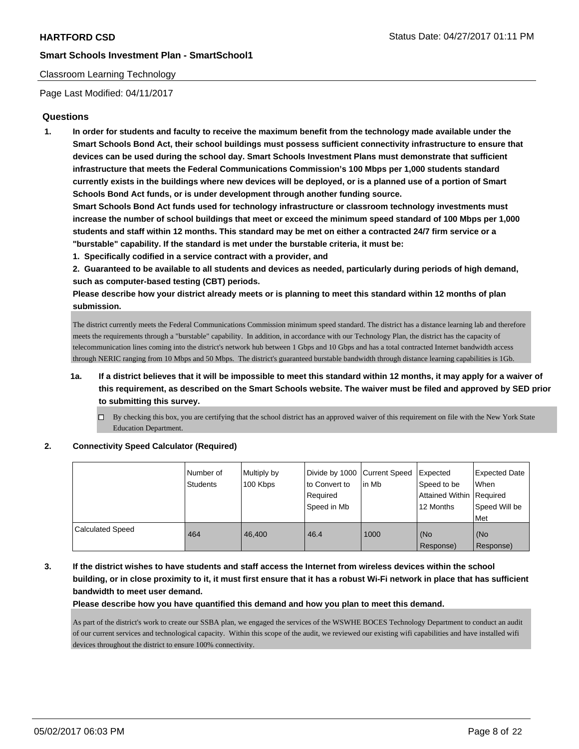Classroom Learning Technology

Page Last Modified: 04/11/2017

## Questions

**1. In order for students and faculty to receive the maximum benefit from the technology made available under the Smart Schools Bond Act, their school buildings must possess sufficient connectivity infrastructure to ensure that devices can be used during the school day. Smart Schools Investment Plans must demonstrate that sufficient infrastructure that meets the Federal Communications Commission's 100 Mbps per 1,000 students standard currently exists in the buildings where new devices will be deployed, or is a planned use of a portion of Smart Schools Bond Act funds, or is under development through another funding source.**

**Smart Schools Bond Act funds used for technology infrastructure or classroom technology investments must increase the number of school buildings that meet or exceed the minimum speed standard of 100 Mbps per 1,000 students and staff within 12 months. This standard may be met on either a contracted 24/7 firm service or a "burstable" capability. If the standard is met under the burstable criteria, it must be:**

**1. Specifically codified in a service contract with a provider, and**

**2. Guaranteed to be available to all students and devices as needed, particularly during periods of high demand, such as computer-based testing (CBT) periods.**

**Please describe how your district already meets or is planning to meet this standard within 12 months of plan submission.**

The district currently meets the Federal Communications Commission minimum speed standard. The district has a distance learning lab and therefore meets the requirements through a "burstable" capability. In addition, in accordance with our Technology Plan, the district has the capacity of telecommunication lines coming into the district's network hub between 1 Gbps and 10 Gbps and has a total contracted Internet bandwidth access through NERIC ranging from 10 Mbps and 50 Mbps. The district's guaranteed burstable bandwidth through distance learning capabilities is 1Gb.

**1a. If a district believes that it will be impossible to meet this standard within 12 months, it may apply for a waiver of this requirement, as described on the Smart Schools website. The waiver must be filed and approved by SED prior to submitting this survey.**

- ☐ By checking this box, you are certifying that the school district has an approved waiver of this requirement on file with the New York State Education Department.

**2. Connectivity Speed Calculator (Required)**

| | Number of Students | Multiply by 100 Kbps | Divide by 1000 to Convert to Required Speed in Mb | Current Speed in Mb | Expected Speed to be Attained Within 12 Months | Expected Date When Required Speed Will be Met |
|---|---|---|---|---|---|---|
| Calculated Speed | 464 | 46,400 | 46.4 | 1000 | (No Response) | (No Response) |

**3. If the district wishes to have students and staff access the Internet from wireless devices within the school building, or in close proximity to it, it must first ensure that it has a robust Wi-Fi network in place that has sufficient bandwidth to meet user demand.**

**Please describe how you have quantified this demand and how you plan to meet this demand.**

As part of the district's work to create our SSBA plan, we engaged the services of the WSWHE BOCES Technology Department to conduct an audit of our current services and technological capacity. Within this scope of the audit, we reviewed our existing wifi capabilities and have installed wifi devices throughout the district to ensure 100% connectivity.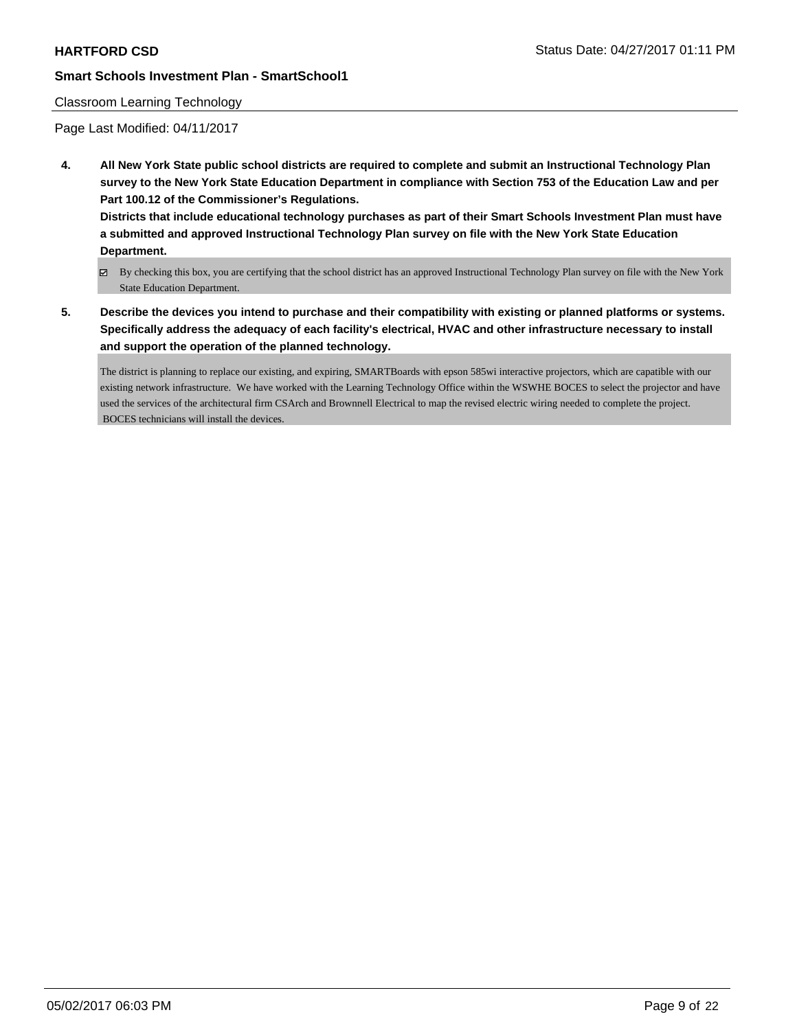## Smart Schools Investment Plan - SmartSchool1

Classroom Learning Technology

Page Last Modified: 04/11/2017

**4. All New York State public school districts are required to complete and submit an Instructional Technology Plan survey to the New York State Education Department in compliance with Section 753 of the Education Law and per Part 100.12 of the Commissioner's Regulations.**

**Districts that include educational technology purchases as part of their Smart Schools Investment Plan must have a submitted and approved Instructional Technology Plan survey on file with the New York State Education Department.**

☑ By checking this box, you are certifying that the school district has an approved Instructional Technology Plan survey on file with the New York State Education Department.

**5. Describe the devices you intend to purchase and their compatibility with existing or planned platforms or systems. Specifically address the adequacy of each facility's electrical, HVAC and other infrastructure necessary to install and support the operation of the planned technology.**

The district is planning to replace our existing, and expiring, SMARTBoards with epson 585wi interactive projectors, which are capatible with our existing network infrastructure. We have worked with the Learning Technology Office within the WSWHE BOCES to select the projector and have used the services of the architectural firm CSArch and Brownnell Electrical to map the revised electric wiring needed to complete the project. BOCES technicians will install the devices.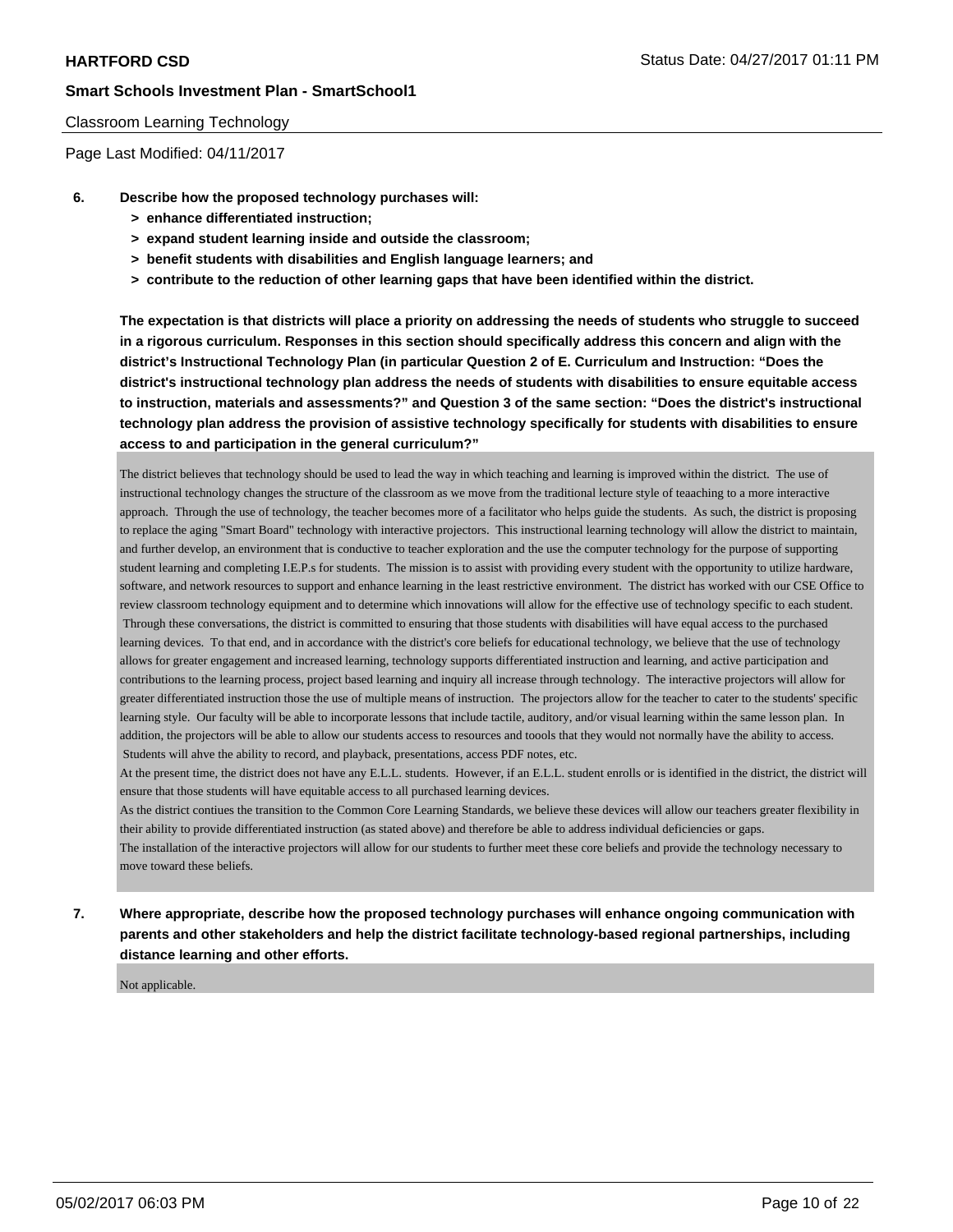Classroom Learning Technology

Page Last Modified: 04/11/2017

**6. Describe how the proposed technology purchases will:**

- **> enhance differentiated instruction;**
- **> expand student learning inside and outside the classroom;**
- **> benefit students with disabilities and English language learners; and**
- **> contribute to the reduction of other learning gaps that have been identified within the district.**

**The expectation is that districts will place a priority on addressing the needs of students who struggle to succeed in a rigorous curriculum. Responses in this section should specifically address this concern and align with the district's Instructional Technology Plan (in particular Question 2 of E. Curriculum and Instruction: "Does the district's instructional technology plan address the needs of students with disabilities to ensure equitable access to instruction, materials and assessments?" and Question 3 of the same section: "Does the district's instructional technology plan address the provision of assistive technology specifically for students with disabilities to ensure access to and participation in the general curriculum?"**

The district believes that technology should be used to lead the way in which teaching and learning is improved within the district. The use of instructional technology changes the structure of the classroom as we move from the traditional lecture style of teaaching to a more interactive approach. Through the use of technology, the teacher becomes more of a facilitator who helps guide the students. As such, the district is proposing to replace the aging "Smart Board" technology with interactive projectors. This instructional learning technology will allow the district to maintain, and further develop, an environment that is conductive to teacher exploration and the use the computer technology for the purpose of supporting student learning and completing I.E.P.s for students. The mission is to assist with providing every student with the opportunity to utilize hardware, software, and network resources to support and enhance learning in the least restrictive environment. The district has worked with our CSE Office to review classroom technology equipment and to determine which innovations will allow for the effective use of technology specific to each student. Through these conversations, the district is committed to ensuring that those students with disabilities will have equal access to the purchased learning devices. To that end, and in accordance with the district's core beliefs for educational technology, we believe that the use of technology allows for greater engagement and increased learning, technology supports differentiated instruction and learning, and active participation and contributions to the learning process, project based learning and inquiry all increase through technology. The interactive projectors will allow for greater differentiated instruction those the use of multiple means of instruction. The projectors allow for the teacher to cater to the students' specific learning style. Our faculty will be able to incorporate lessons that include tactile, auditory, and/or visual learning within the same lesson plan. In addition, the projectors will be able to allow our students access to resources and toools that they would not normally have the ability to access. Students will ahve the ability to record, and playback, presentations, access PDF notes, etc.

At the present time, the district does not have any E.L.L. students. However, if an E.L.L. student enrolls or is identified in the district, the district will ensure that those students will have equitable access to all purchased learning devices.

As the district contiues the transition to the Common Core Learning Standards, we believe these devices will allow our teachers greater flexibility in their ability to provide differentiated instruction (as stated above) and therefore be able to address individual deficiencies or gaps.

The installation of the interactive projectors will allow for our students to further meet these core beliefs and provide the technology necessary to move toward these beliefs.

**7. Where appropriate, describe how the proposed technology purchases will enhance ongoing communication with parents and other stakeholders and help the district facilitate technology-based regional partnerships, including distance learning and other efforts.**

Not applicable.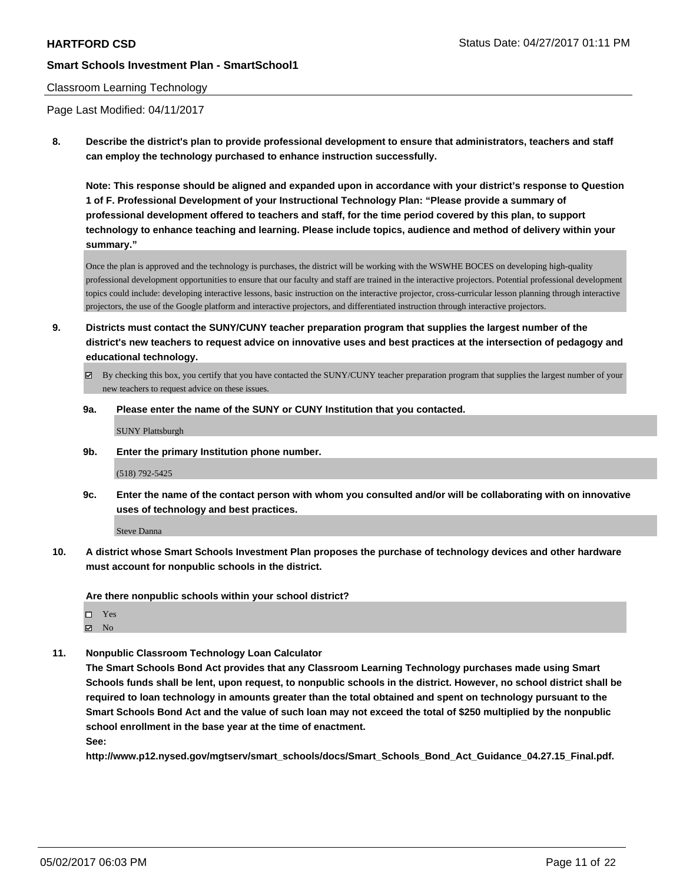Classroom Learning Technology

Page Last Modified: 04/11/2017

**8. Describe the district's plan to provide professional development to ensure that administrators, teachers and staff can employ the technology purchased to enhance instruction successfully.**

**Note: This response should be aligned and expanded upon in accordance with your district's response to Question 1 of F. Professional Development of your Instructional Technology Plan: "Please provide a summary of professional development offered to teachers and staff, for the time period covered by this plan, to support technology to enhance teaching and learning. Please include topics, audience and method of delivery within your summary."**

Once the plan is approved and the technology is purchases, the district will be working with the WSWHE BOCES on developing high-quality professional development opportunities to ensure that our faculty and staff are trained in the interactive projectors. Potential professional development topics could include: developing interactive lessons, basic instruction on the interactive projector, cross-curricular lesson planning through interactive projectors, the use of the Google platform and interactive projectors, and differentiated instruction through interactive projectors.

**9. Districts must contact the SUNY/CUNY teacher preparation program that supplies the largest number of the district's new teachers to request advice on innovative uses and best practices at the intersection of pedagogy and educational technology.**

☑ By checking this box, you certify that you have contacted the SUNY/CUNY teacher preparation program that supplies the largest number of your new teachers to request advice on these issues.

**9a. Please enter the name of the SUNY or CUNY Institution that you contacted.**

SUNY Plattsburgh

**9b. Enter the primary Institution phone number.**

(518) 792-5425

**9c. Enter the name of the contact person with whom you consulted and/or will be collaborating with on innovative uses of technology and best practices.**

Steve Danna

**10. A district whose Smart Schools Investment Plan proposes the purchase of technology devices and other hardware must account for nonpublic schools in the district.**

**Are there nonpublic schools within your school district?**

☐ Yes
☑ No

**11. Nonpublic Classroom Technology Loan Calculator**

**The Smart Schools Bond Act provides that any Classroom Learning Technology purchases made using Smart Schools funds shall be lent, upon request, to nonpublic schools in the district. However, no school district shall be required to loan technology in amounts greater than the total obtained and spent on technology pursuant to the Smart Schools Bond Act and the value of such loan may not exceed the total of $250 multiplied by the nonpublic school enrollment in the base year at the time of enactment.**

**See:**

**http://www.p12.nysed.gov/mgtserv/smart_schools/docs/Smart_Schools_Bond_Act_Guidance_04.27.15_Final.pdf.**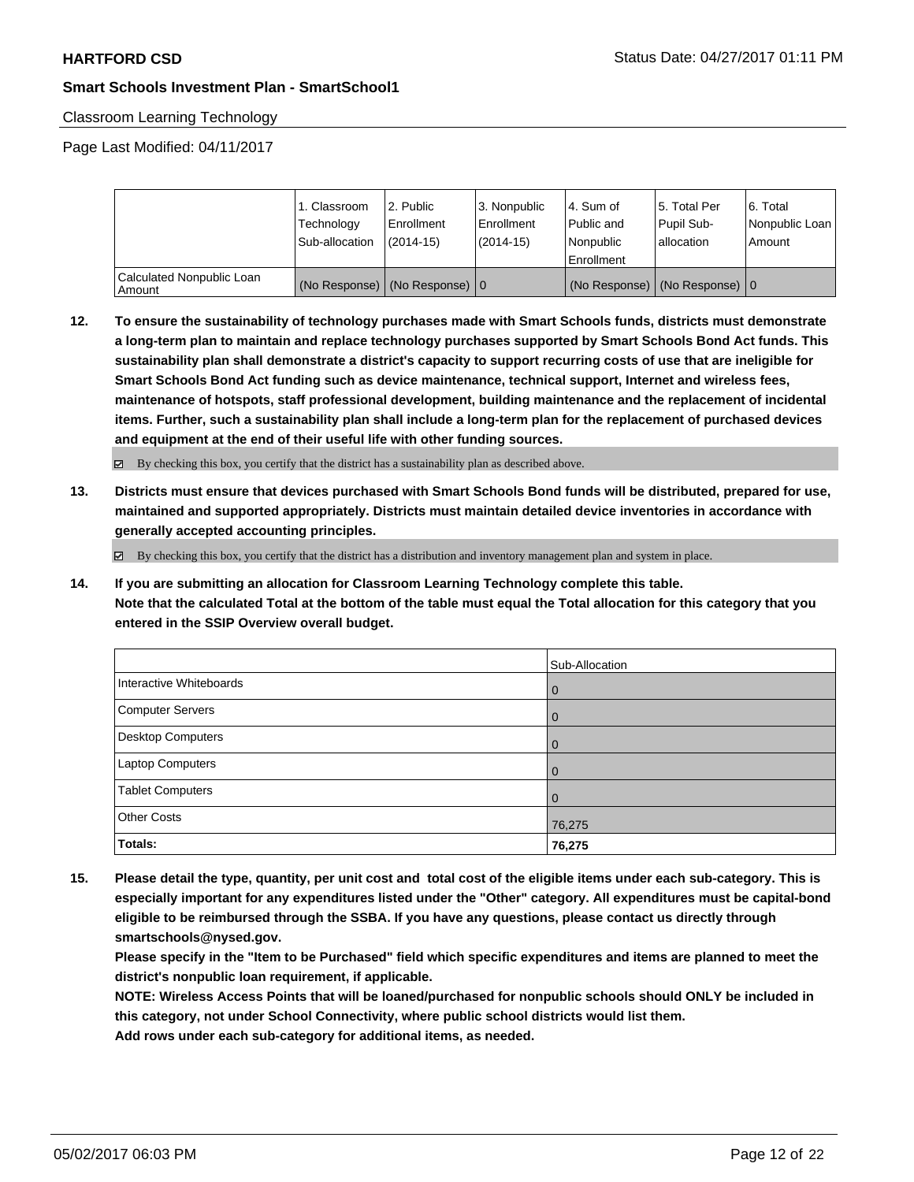Classroom Learning Technology

Page Last Modified: 04/11/2017

| | 1. Classroom Technology Sub-allocation | 2. Public Enrollment (2014-15) | 3. Nonpublic Enrollment (2014-15) | 4. Sum of Public and Nonpublic Enrollment | 5. Total Per Pupil Sub-allocation | 6. Total Nonpublic Loan Amount |
|---|---|---|---|---|---|---|
| Calculated Nonpublic Loan Amount | (No Response) | (No Response) | 0 | (No Response) | (No Response) | 0 |

**12. To ensure the sustainability of technology purchases made with Smart Schools funds, districts must demonstrate a long-term plan to maintain and replace technology purchases supported by Smart Schools Bond Act funds. This sustainability plan shall demonstrate a district's capacity to support recurring costs of use that are ineligible for Smart Schools Bond Act funding such as device maintenance, technical support, Internet and wireless fees, maintenance of hotspots, staff professional development, building maintenance and the replacement of incidental items. Further, such a sustainability plan shall include a long-term plan for the replacement of purchased devices and equipment at the end of their useful life with other funding sources.**

☑ By checking this box, you certify that the district has a sustainability plan as described above.

**13. Districts must ensure that devices purchased with Smart Schools Bond funds will be distributed, prepared for use, maintained and supported appropriately. Districts must maintain detailed device inventories in accordance with generally accepted accounting principles.**

☑ By checking this box, you certify that the district has a distribution and inventory management plan and system in place.

**14. If you are submitting an allocation for Classroom Learning Technology complete this table.**
**Note that the calculated Total at the bottom of the table must equal the Total allocation for this category that you entered in the SSIP Overview overall budget.**

| | Sub-Allocation |
|---|---|
| Interactive Whiteboards | 0 |
| Computer Servers | 0 |
| Desktop Computers | 0 |
| Laptop Computers | 0 |
| Tablet Computers | 0 |
| Other Costs | 76,275 |
| **Totals:** | **76,275** |

**15. Please detail the type, quantity, per unit cost and total cost of the eligible items under each sub-category. This is especially important for any expenditures listed under the "Other" category. All expenditures must be capital-bond eligible to be reimbursed through the SSBA. If you have any questions, please contact us directly through smartschools@nysed.gov.**
**Please specify in the "Item to be Purchased" field which specific expenditures and items are planned to meet the district's nonpublic loan requirement, if applicable.**
**NOTE: Wireless Access Points that will be loaned/purchased for nonpublic schools should ONLY be included in this category, not under School Connectivity, where public school districts would list them.**
**Add rows under each sub-category for additional items, as needed.**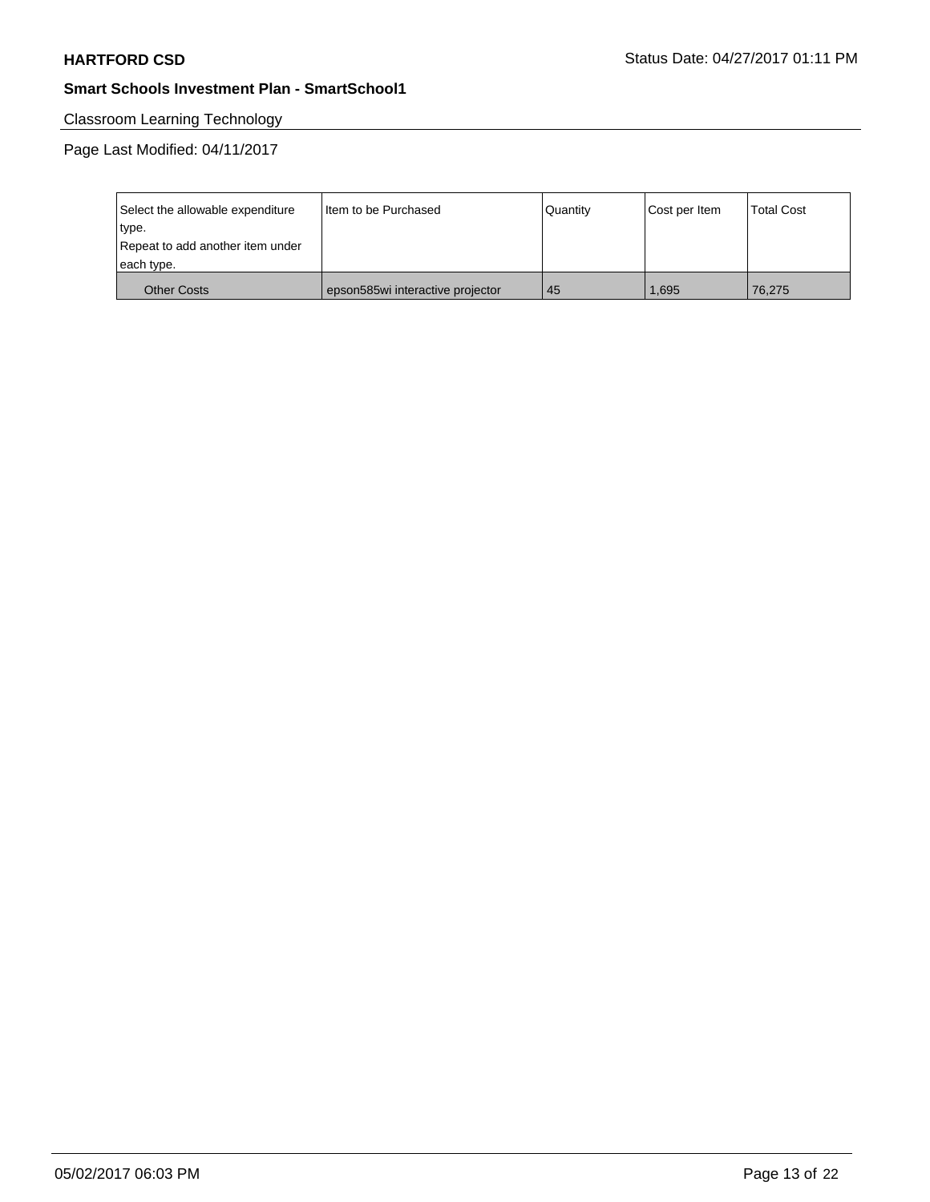**HARTFORD CSD** Status Date: 04/27/2017 01:11 PM

**Smart Schools Investment Plan - SmartSchool1**

Classroom Learning Technology

Page Last Modified: 04/11/2017

| Select the allowable expenditure type. Repeat to add another item under each type. | Item to be Purchased | Quantity | Cost per Item | Total Cost |
|---|---|---|---|---|
| Other Costs | epson585wi interactive projector | 45 | 1,695 | 76,275 |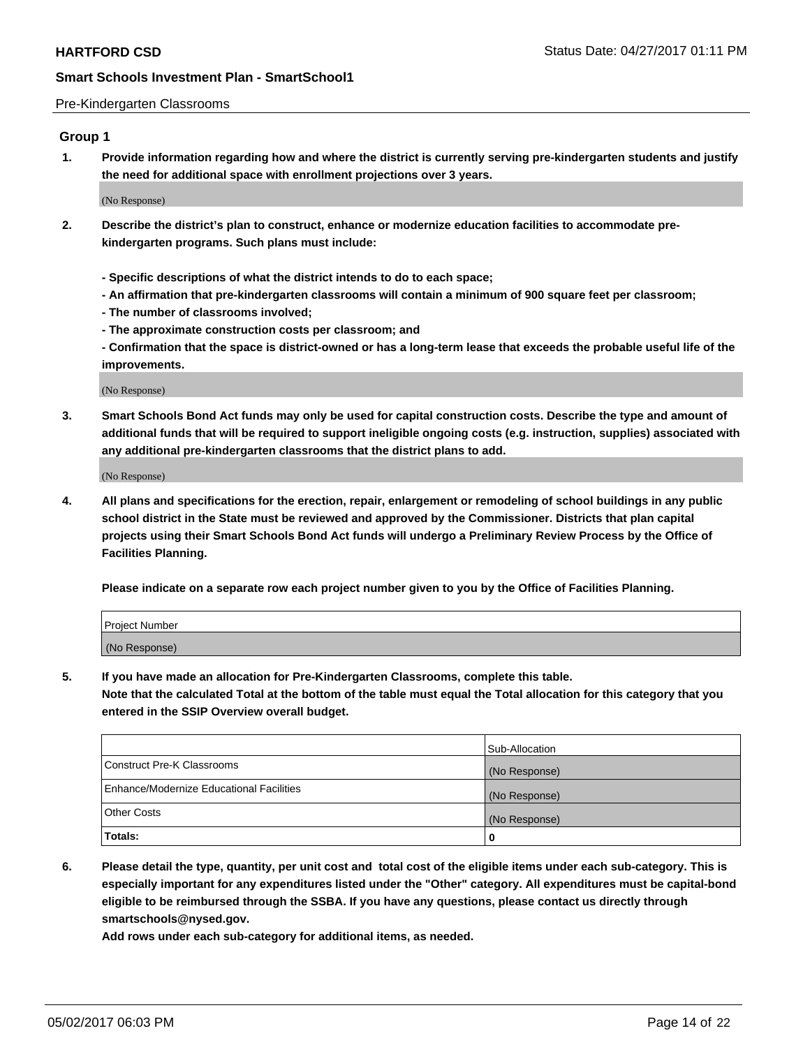Pre-Kindergarten Classrooms

### Group 1

**1. Provide information regarding how and where the district is currently serving pre-kindergarten students and justify the need for additional space with enrollment projections over 3 years.**

(No Response)

**2. Describe the district's plan to construct, enhance or modernize education facilities to accommodate pre-kindergarten programs. Such plans must include:**

**- Specific descriptions of what the district intends to do to each space;**
**- An affirmation that pre-kindergarten classrooms will contain a minimum of 900 square feet per classroom;**
**- The number of classrooms involved;**
**- The approximate construction costs per classroom; and**
**- Confirmation that the space is district-owned or has a long-term lease that exceeds the probable useful life of the improvements.**

(No Response)

**3. Smart Schools Bond Act funds may only be used for capital construction costs. Describe the type and amount of additional funds that will be required to support ineligible ongoing costs (e.g. instruction, supplies) associated with any additional pre-kindergarten classrooms that the district plans to add.**

(No Response)

**4. All plans and specifications for the erection, repair, enlargement or remodeling of school buildings in any public school district in the State must be reviewed and approved by the Commissioner. Districts that plan capital projects using their Smart Schools Bond Act funds will undergo a Preliminary Review Process by the Office of Facilities Planning.**

**Please indicate on a separate row each project number given to you by the Office of Facilities Planning.**

| Project Number |
| --- |
| (No Response) |

**5. If you have made an allocation for Pre-Kindergarten Classrooms, complete this table. Note that the calculated Total at the bottom of the table must equal the Total allocation for this category that you entered in the SSIP Overview overall budget.**

| | Sub-Allocation |
| --- | --- |
| Construct Pre-K Classrooms | (No Response) |
| Enhance/Modernize Educational Facilities | (No Response) |
| Other Costs | (No Response) |
| **Totals:** | **0** |

**6. Please detail the type, quantity, per unit cost and total cost of the eligible items under each sub-category. This is especially important for any expenditures listed under the "Other" category. All expenditures must be capital-bond eligible to be reimbursed through the SSBA. If you have any questions, please contact us directly through smartschools@nysed.gov.**
**Add rows under each sub-category for additional items, as needed.**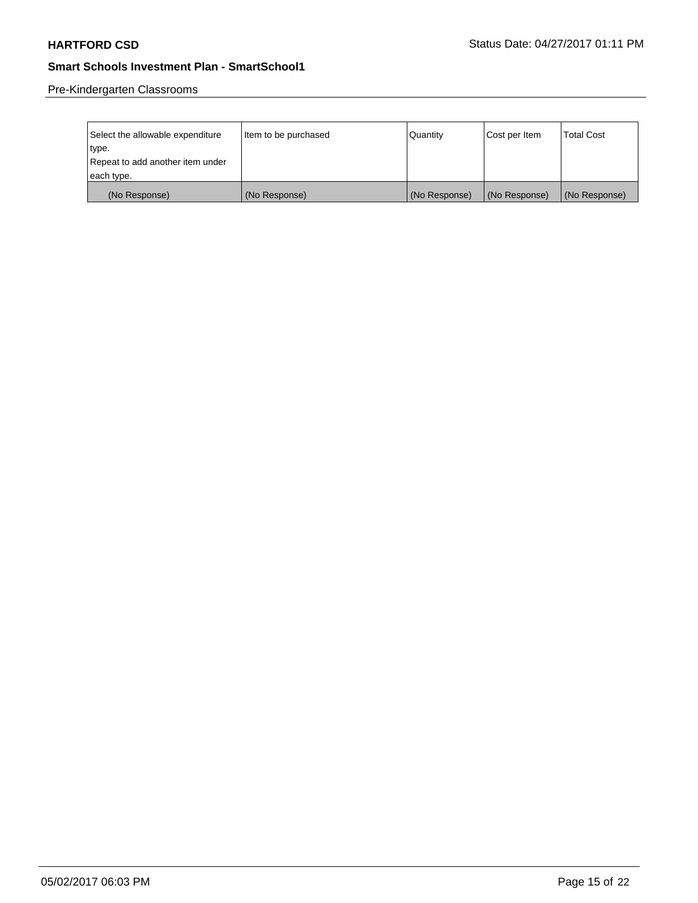Pre-Kindergarten Classrooms

| Select the allowable expenditure type.<br>Repeat to add another item under each type. | Item to be purchased | Quantity | Cost per Item | Total Cost |
|---|---|---|---|---|
| (No Response) | (No Response) | (No Response) | (No Response) | (No Response) |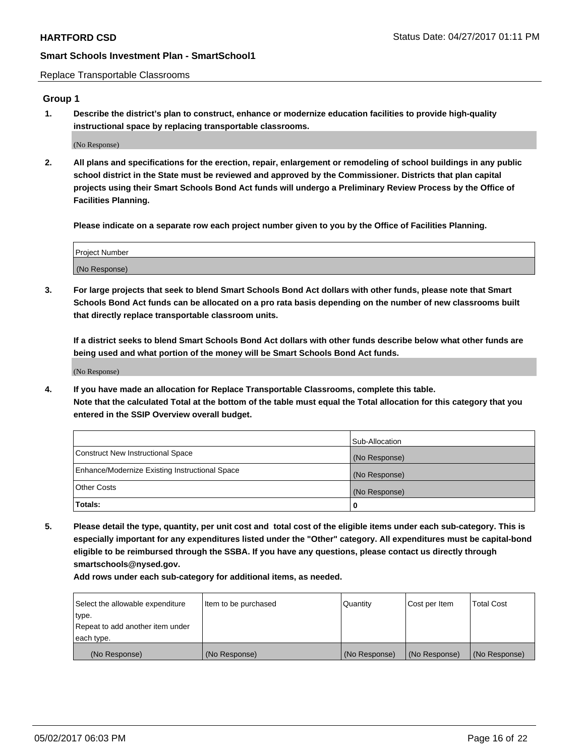Replace Transportable Classrooms

## Group 1

**1. Describe the district's plan to construct, enhance or modernize education facilities to provide high-quality instructional space by replacing transportable classrooms.**

(No Response)

**2. All plans and specifications for the erection, repair, enlargement or remodeling of school buildings in any public school district in the State must be reviewed and approved by the Commissioner. Districts that plan capital projects using their Smart Schools Bond Act funds will undergo a Preliminary Review Process by the Office of Facilities Planning.**

**Please indicate on a separate row each project number given to you by the Office of Facilities Planning.**

| Project Number |
|---|
| (No Response) |

**3. For large projects that seek to blend Smart Schools Bond Act dollars with other funds, please note that Smart Schools Bond Act funds can be allocated on a pro rata basis depending on the number of new classrooms built that directly replace transportable classroom units.**

**If a district seeks to blend Smart Schools Bond Act dollars with other funds describe below what other funds are being used and what portion of the money will be Smart Schools Bond Act funds.**

(No Response)

**4. If you have made an allocation for Replace Transportable Classrooms, complete this table. Note that the calculated Total at the bottom of the table must equal the Total allocation for this category that you entered in the SSIP Overview overall budget.**

| | Sub-Allocation |
|---|---|
| Construct New Instructional Space | (No Response) |
| Enhance/Modernize Existing Instructional Space | (No Response) |
| Other Costs | (No Response) |
| **Totals:** | **0** |

**5. Please detail the type, quantity, per unit cost and total cost of the eligible items under each sub-category. This is especially important for any expenditures listed under the "Other" category. All expenditures must be capital-bond eligible to be reimbursed through the SSBA. If you have any questions, please contact us directly through smartschools@nysed.gov.**

**Add rows under each sub-category for additional items, as needed.**

| Select the allowable expenditure type. Repeat to add another item under each type. | Item to be purchased | Quantity | Cost per Item | Total Cost |
|---|---|---|---|---|
| (No Response) | (No Response) | (No Response) | (No Response) | (No Response) |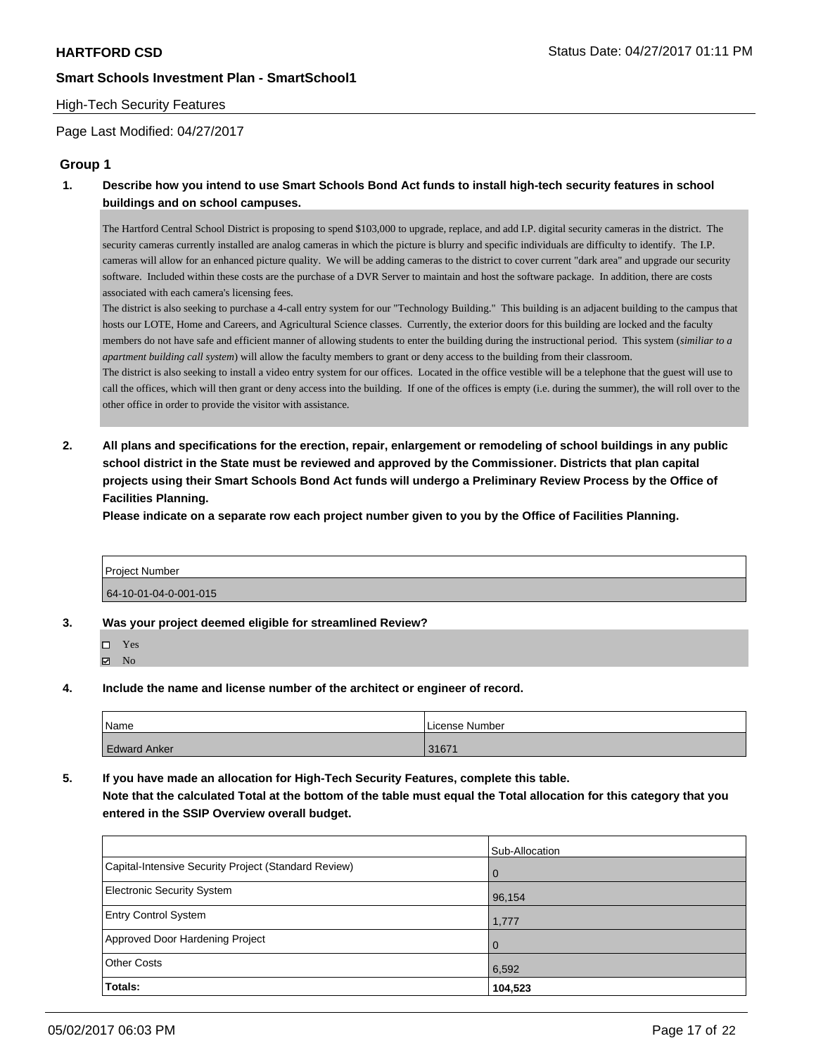**HARTFORD CSD** Status Date: 04/27/2017 01:11 PM

**Smart Schools Investment Plan - SmartSchool1**

High-Tech Security Features

Page Last Modified: 04/27/2017

### Group 1

**1. Describe how you intend to use Smart Schools Bond Act funds to install high-tech security features in school buildings and on school campuses.**

The Hartford Central School District is proposing to spend $103,000 to upgrade, replace, and add I.P. digital security cameras in the district. The security cameras currently installed are analog cameras in which the picture is blurry and specific individuals are difficulty to identify. The I.P. cameras will allow for an enhanced picture quality. We will be adding cameras to the district to cover current "dark area" and upgrade our security software. Included within these costs are the purchase of a DVR Server to maintain and host the software package. In addition, there are costs associated with each camera's licensing fees.

The district is also seeking to purchase a 4-call entry system for our "Technology Building." This building is an adjacent building to the campus that hosts our LOTE, Home and Careers, and Agricultural Science classes. Currently, the exterior doors for this building are locked and the faculty members do not have safe and efficient manner of allowing students to enter the building during the instructional period. This system (*similiar to a apartment building call system*) will allow the faculty members to grant or deny access to the building from their classroom.

The district is also seeking to install a video entry system for our offices. Located in the office vestible will be a telephone that the guest will use to call the offices, which will then grant or deny access into the building. If one of the offices is empty (i.e. during the summer), the will roll over to the other office in order to provide the visitor with assistance.

**2. All plans and specifications for the erection, repair, enlargement or remodeling of school buildings in any public school district in the State must be reviewed and approved by the Commissioner. Districts that plan capital projects using their Smart Schools Bond Act funds will undergo a Preliminary Review Process by the Office of Facilities Planning.**

**Please indicate on a separate row each project number given to you by the Office of Facilities Planning.**

| Project Number |
|---|
| 64-10-01-04-0-001-015 |

**3. Was your project deemed eligible for streamlined Review?**

☐ Yes
☑ No

**4. Include the name and license number of the architect or engineer of record.**

| Name | License Number |
|---|---|
| Edward Anker | 31671 |

**5. If you have made an allocation for High-Tech Security Features, complete this table.**
**Note that the calculated Total at the bottom of the table must equal the Total allocation for this category that you entered in the SSIP Overview overall budget.**

| | Sub-Allocation |
|---|---|
| Capital-Intensive Security Project (Standard Review) | 0 |
| Electronic Security System | 96,154 |
| Entry Control System | 1,777 |
| Approved Door Hardening Project | 0 |
| Other Costs | 6,592 |
| **Totals:** | **104,523** |

05/02/2017 06:03 PM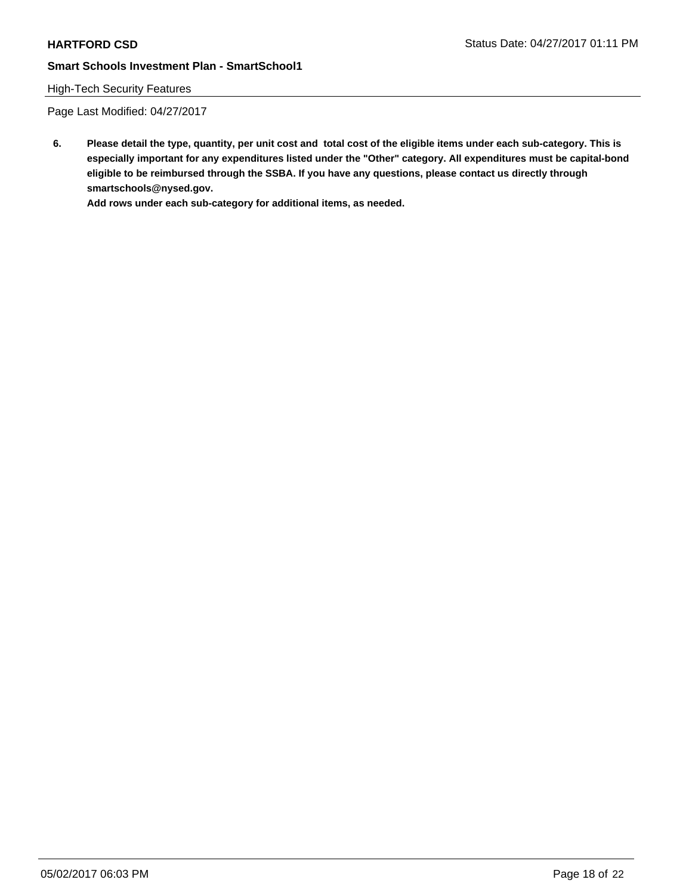High-Tech Security Features

Page Last Modified: 04/27/2017

**6. Please detail the type, quantity, per unit cost and total cost of the eligible items under each sub-category. This is especially important for any expenditures listed under the "Other" category. All expenditures must be capital-bond eligible to be reimbursed through the SSBA. If you have any questions, please contact us directly through smartschools@nysed.gov.**

**Add rows under each sub-category for additional items, as needed.**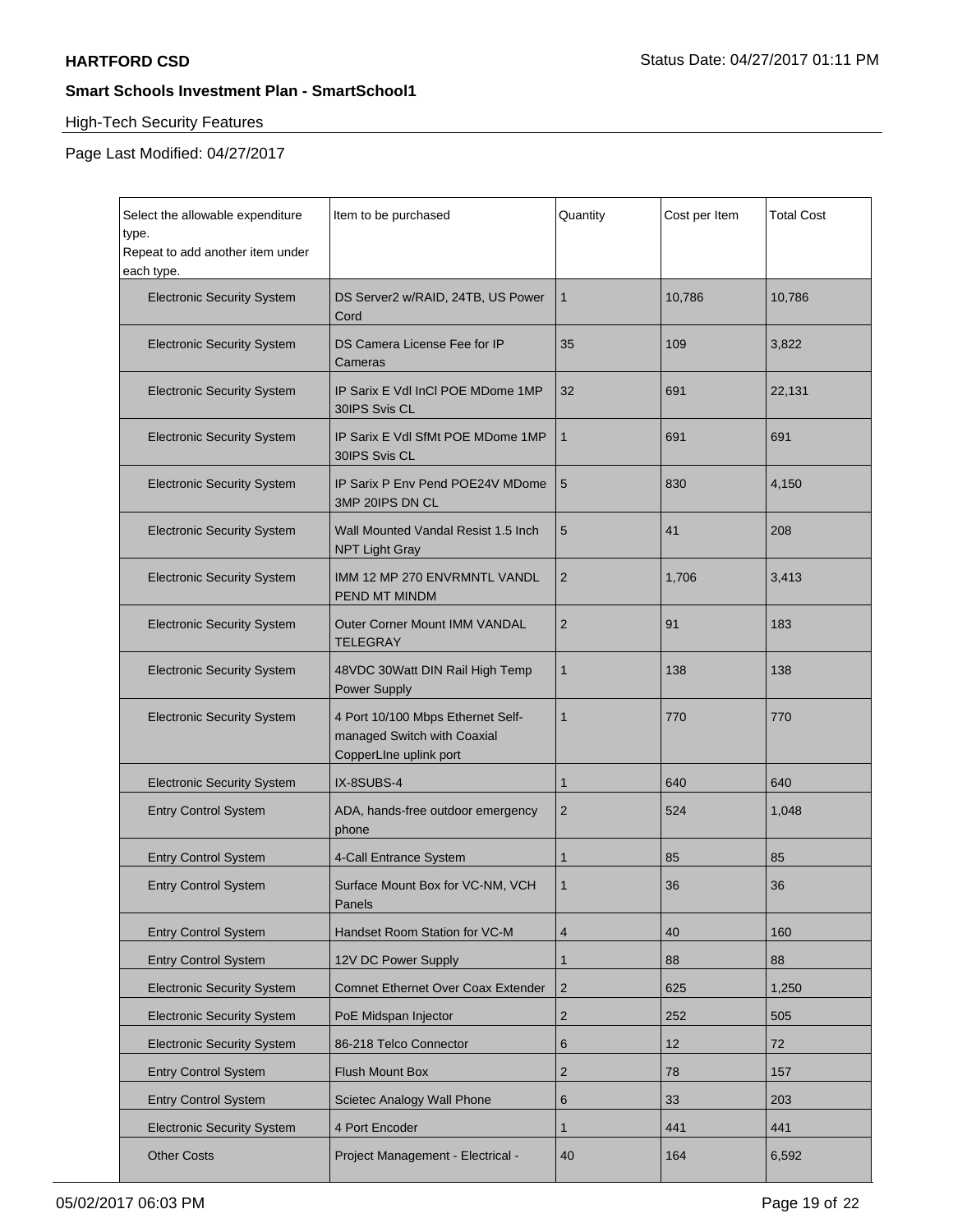**HARTFORD CSD** Status Date: 04/27/2017 01:11 PM

**Smart Schools Investment Plan - SmartSchool1**

High-Tech Security Features

Page Last Modified: 04/27/2017

| Select the allowable expenditure type. Repeat to add another item under each type. | Item to be purchased | Quantity | Cost per Item | Total Cost |
|---|---|---|---|---|
| Electronic Security System | DS Server2 w/RAID, 24TB, US Power Cord | 1 | 10,786 | 10,786 |
| Electronic Security System | DS Camera License Fee for IP Cameras | 35 | 109 | 3,822 |
| Electronic Security System | IP Sarix E Vdl InCl POE MDome 1MP 30IPS Svis CL | 32 | 691 | 22,131 |
| Electronic Security System | IP Sarix E Vdl SfMt POE MDome 1MP 30IPS Svis CL | 1 | 691 | 691 |
| Electronic Security System | IP Sarix P Env Pend POE24V MDome 3MP 20IPS DN CL | 5 | 830 | 4,150 |
| Electronic Security System | Wall Mounted Vandal Resist 1.5 Inch NPT Light Gray | 5 | 41 | 208 |
| Electronic Security System | IMM 12 MP 270 ENVRMNTL VANDL PEND MT MINDM | 2 | 1,706 | 3,413 |
| Electronic Security System | Outer Corner Mount IMM VANDAL TELEGRAY | 2 | 91 | 183 |
| Electronic Security System | 48VDC 30Watt DIN Rail High Temp Power Supply | 1 | 138 | 138 |
| Electronic Security System | 4 Port 10/100 Mbps Ethernet Self-managed Switch with Coaxial CopperLIne uplink port | 1 | 770 | 770 |
| Electronic Security System | IX-8SUBS-4 | 1 | 640 | 640 |
| Entry Control System | ADA, hands-free outdoor emergency phone | 2 | 524 | 1,048 |
| Entry Control System | 4-Call Entrance System | 1 | 85 | 85 |
| Entry Control System | Surface Mount Box for VC-NM, VCH Panels | 1 | 36 | 36 |
| Entry Control System | Handset Room Station for VC-M | 4 | 40 | 160 |
| Entry Control System | 12V DC Power Supply | 1 | 88 | 88 |
| Electronic Security System | Comnet Ethernet Over Coax Extender | 2 | 625 | 1,250 |
| Electronic Security System | PoE Midspan Injector | 2 | 252 | 505 |
| Electronic Security System | 86-218 Telco Connector | 6 | 12 | 72 |
| Entry Control System | Flush Mount Box | 2 | 78 | 157 |
| Entry Control System | Scietec Analogy Wall Phone | 6 | 33 | 203 |
| Electronic Security System | 4 Port Encoder | 1 | 441 | 441 |
| Other Costs | Project Management - Electrical - | 40 | 164 | 6,592 |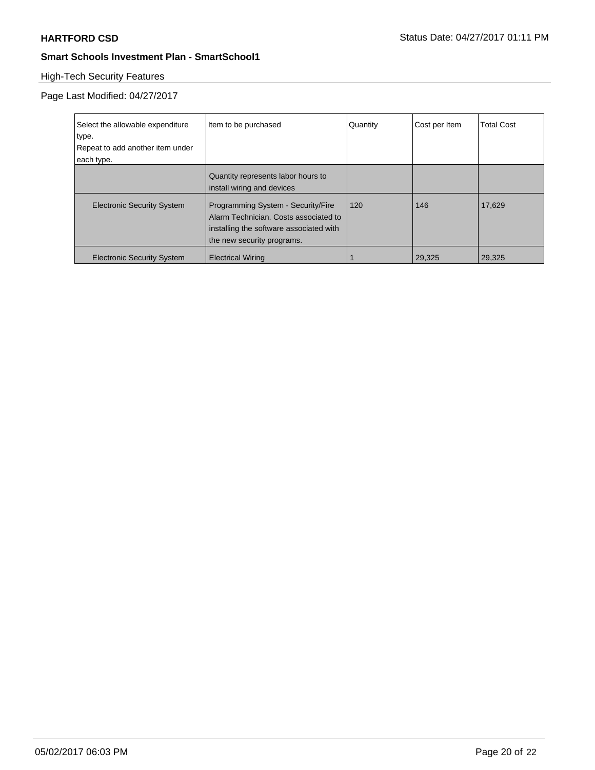## High-Tech Security Features

Page Last Modified: 04/27/2017

| Select the allowable expenditure type. Repeat to add another item under each type. | Item to be purchased | Quantity | Cost per Item | Total Cost |
|---|---|---|---|---|
| | Quantity represents labor hours to install wiring and devices | | | |
| Electronic Security System | Programming System - Security/Fire Alarm Technician. Costs associated to installing the software associated with the new security programs. | 120 | 146 | 17,629 |
| Electronic Security System | Electrical Wiring | 1 | 29,325 | 29,325 |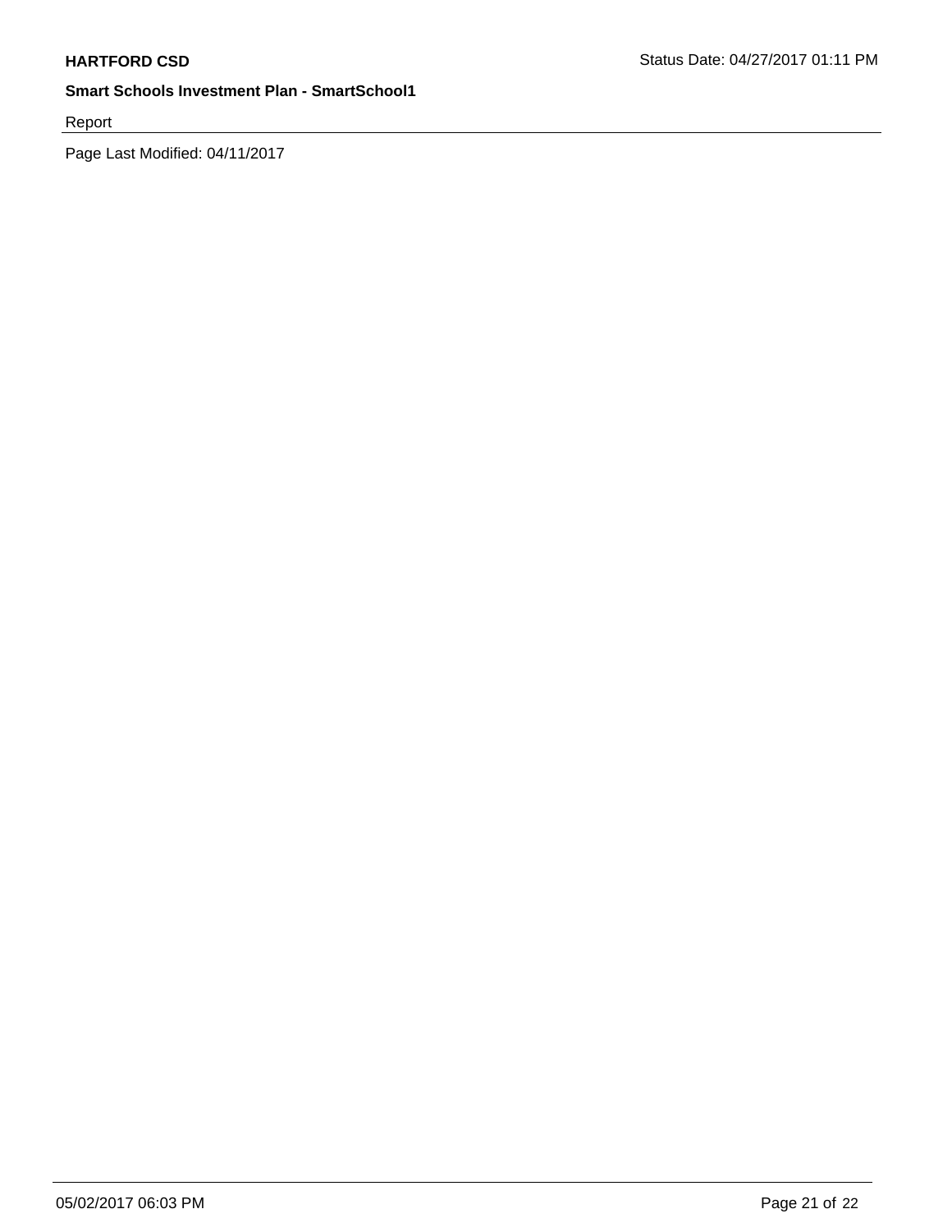Report

Page Last Modified: 04/11/2017